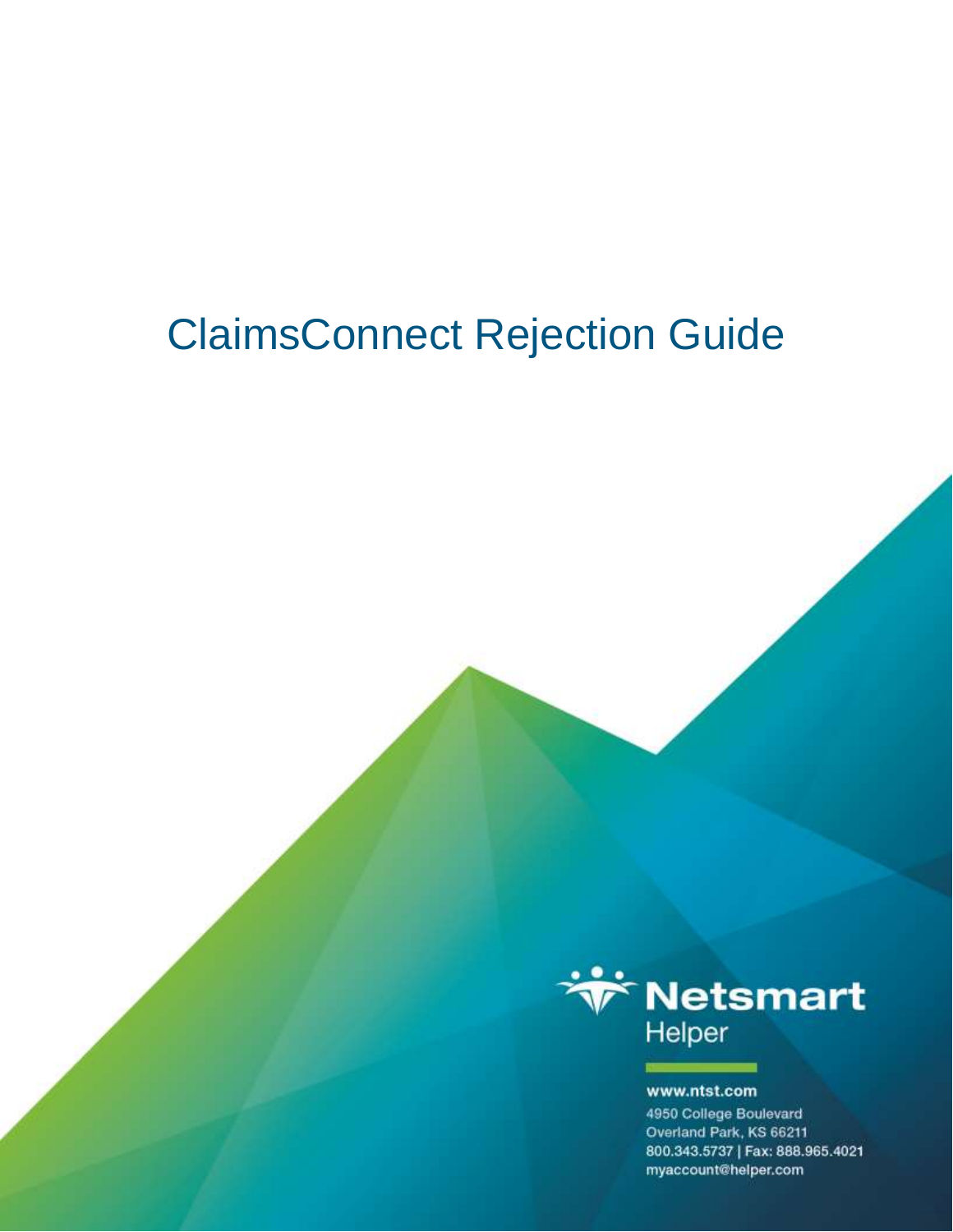# ClaimsConnect Rejection Guide

Netsmart
Helper

www.ntst.com
4950 College Boulevard
Overland Park, KS 66211
800.343.5737 | Fax: 888.965.4021
myaccount@helper.com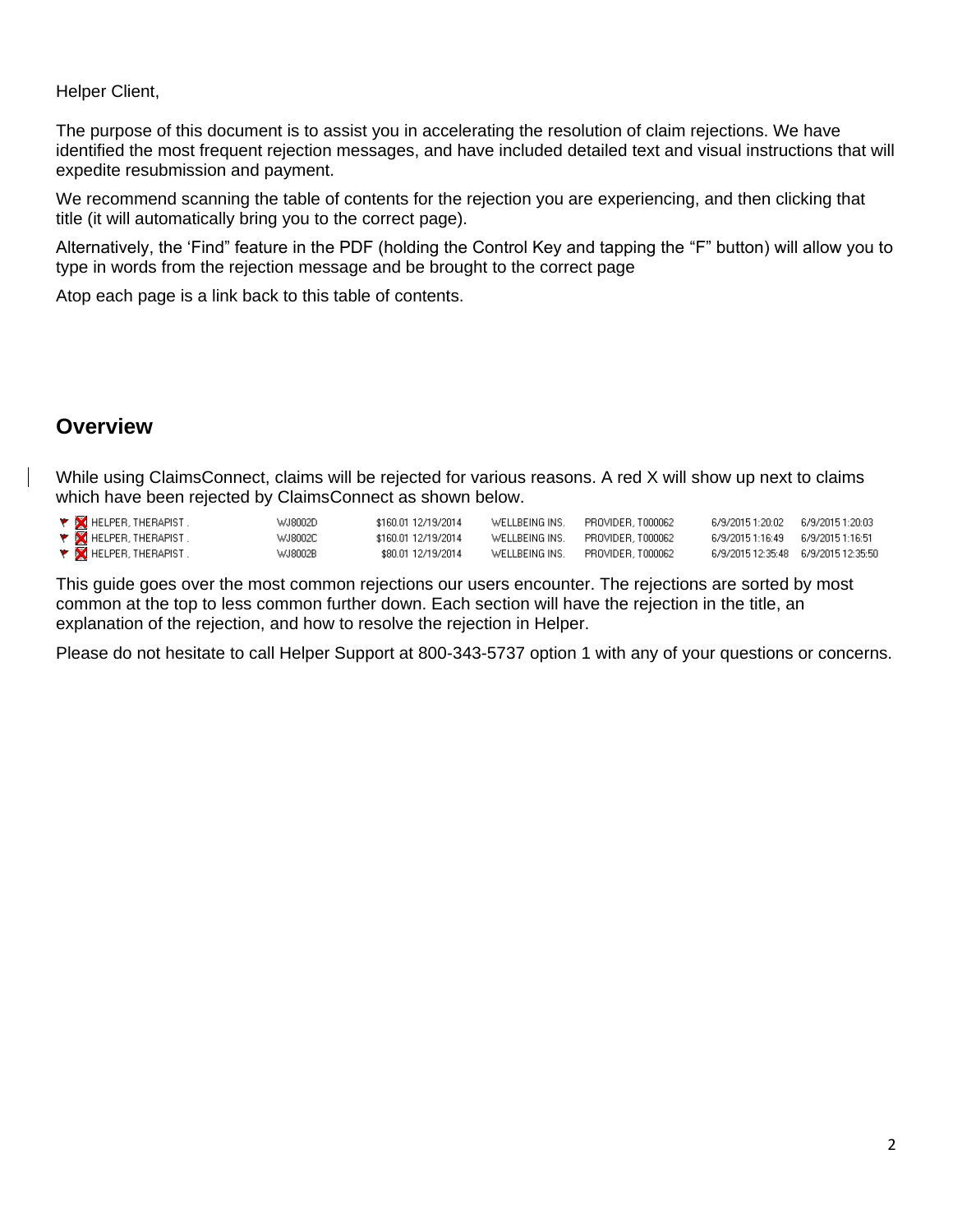Helper Client,

The purpose of this document is to assist you in accelerating the resolution of claim rejections. We have identified the most frequent rejection messages, and have included detailed text and visual instructions that will expedite resubmission and payment.

We recommend scanning the table of contents for the rejection you are experiencing, and then clicking that title (it will automatically bring you to the correct page).

Alternatively, the 'Find" feature in the PDF (holding the Control Key and tapping the "F" button) will allow you to type in words from the rejection message and be brought to the correct page

Atop each page is a link back to this table of contents.

## Overview

While using ClaimsConnect, claims will be rejected for various reasons. A red X will show up next to claims which have been rejected by ClaimsConnect as shown below.

| | | | | | | |
|---|---|---|---|---|---|---|
| HELPER, THERAPIST . | WJ8002D | $160.01 12/19/2014 | WELLBEING INS. | PROVIDER, T000062 | 6/9/2015 1:20:02 | 6/9/2015 1:20:03 |
| HELPER, THERAPIST . | WJ8002C | $160.01 12/19/2014 | WELLBEING INS. | PROVIDER, T000062 | 6/9/2015 1:16:49 | 6/9/2015 1:16:51 |
| HELPER, THERAPIST . | WJ8002B | $80.01 12/19/2014 | WELLBEING INS. | PROVIDER, T000062 | 6/9/2015 12:35:48 | 6/9/2015 12:35:50 |

This guide goes over the most common rejections our users encounter. The rejections are sorted by most common at the top to less common further down. Each section will have the rejection in the title, an explanation of the rejection, and how to resolve the rejection in Helper.

Please do not hesitate to call Helper Support at 800-343-5737 option 1 with any of your questions or concerns.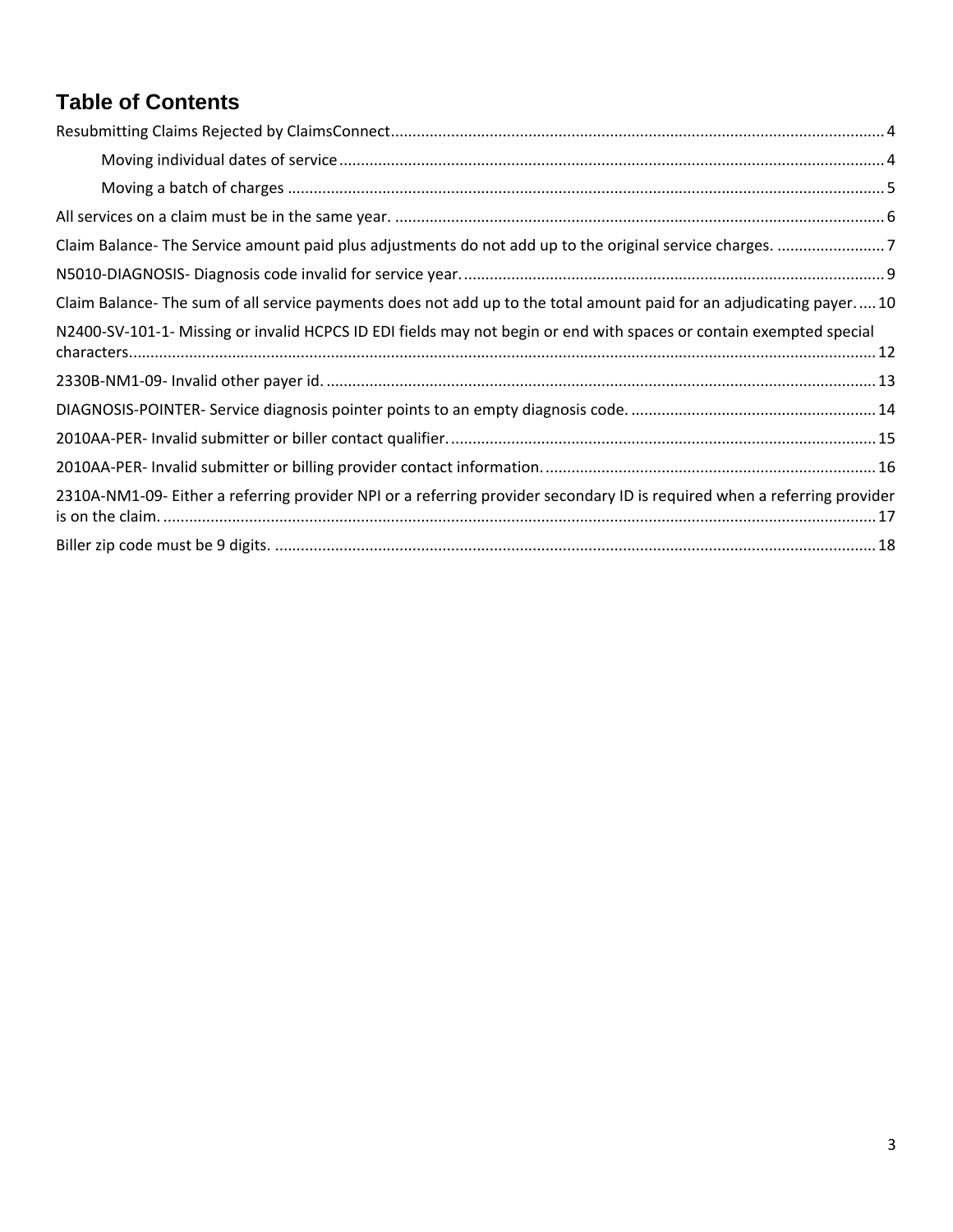# Table of Contents

Resubmitting Claims Rejected by ClaimsConnect .......... 4

- Moving individual dates of service .......... 4
- Moving a batch of charges .......... 5

All services on a claim must be in the same year. .......... 6

Claim Balance- The Service amount paid plus adjustments do not add up to the original service charges. .......... 7

N5010-DIAGNOSIS- Diagnosis code invalid for service year. .......... 9

Claim Balance- The sum of all service payments does not add up to the total amount paid for an adjudicating payer. .......... 10

N2400-SV-101-1- Missing or invalid HCPCS ID EDI fields may not begin or end with spaces or contain exempted special characters. .......... 12

2330B-NM1-09- Invalid other payer id. .......... 13

DIAGNOSIS-POINTER- Service diagnosis pointer points to an empty diagnosis code. .......... 14

2010AA-PER- Invalid submitter or biller contact qualifier. .......... 15

2010AA-PER- Invalid submitter or billing provider contact information. .......... 16

2310A-NM1-09- Either a referring provider NPI or a referring provider secondary ID is required when a referring provider is on the claim. .......... 17

Biller zip code must be 9 digits. .......... 18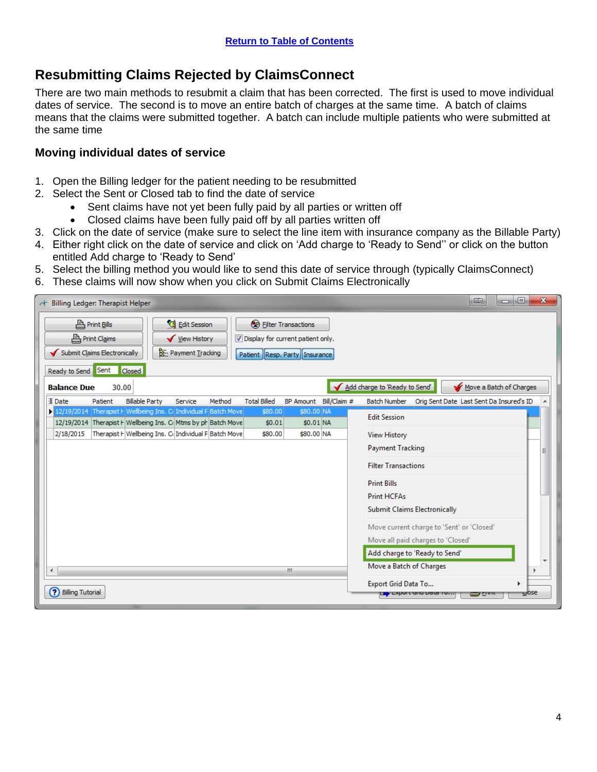[Return to Table of Contents]

## Resubmitting Claims Rejected by ClaimsConnect

There are two main methods to resubmit a claim that has been corrected. The first is used to move individual dates of service. The second is to move an entire batch of charges at the same time. A batch of claims means that the claims were submitted together. A batch can include multiple patients who were submitted at the same time

### Moving individual dates of service

1. Open the Billing ledger for the patient needing to be resubmitted
2. Select the Sent or Closed tab to find the date of service
    - Sent claims have not yet been fully paid by all parties or written off
    - Closed claims have been fully paid off by all parties written off
3. Click on the date of service (make sure to select the line item with insurance company as the Billable Party)
4. Either right click on the date of service and click on 'Add charge to 'Ready to Send'' or click on the button entitled Add charge to 'Ready to Send'
5. Select the billing method you would like to send this date of service through (typically ClaimsConnect)
6. These claims will now show when you click on Submit Claims Electronically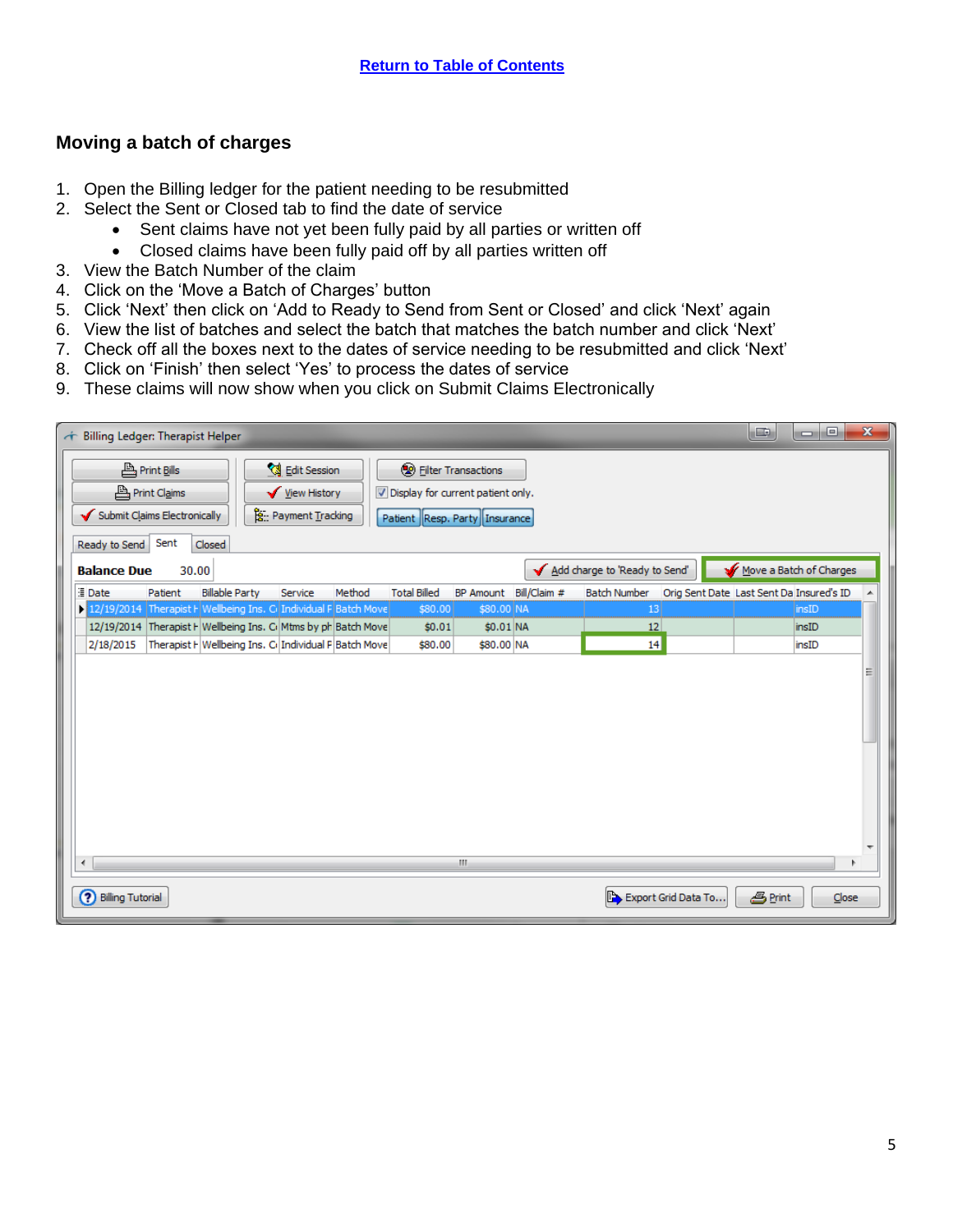[Return to Table of Contents](#)

### Moving a batch of charges

1. Open the Billing ledger for the patient needing to be resubmitted
2. Select the Sent or Closed tab to find the date of service
   - Sent claims have not yet been fully paid by all parties or written off
   - Closed claims have been fully paid off by all parties written off
3. View the Batch Number of the claim
4. Click on the 'Move a Batch of Charges' button
5. Click 'Next' then click on 'Add to Ready to Send from Sent or Closed' and click 'Next' again
6. View the list of batches and select the batch that matches the batch number and click 'Next'
7. Check off all the boxes next to the dates of service needing to be resubmitted and click 'Next'
8. Click on 'Finish' then select 'Yes' to process the dates of service
9. These claims will now show when you click on Submit Claims Electronically

Billing Ledger: Therapist Helper

Print Bills | Print Claims | Submit Claims Electronically | Edit Session | View History | Payment Tracking | Filter Transactions | Display for current patient only. | Patient | Resp. Party | Insurance

Ready to Send | Sent | Closed

**Balance Due** 30.00 | Add charge to 'Ready to Send' | Move a Batch of Charges

| Date | Patient | Billable Party | Service | Method | Total Billed | BP Amount | Bill/Claim # | Batch Number | Orig Sent Date | Last Sent Da | Insured's ID |
|---|---|---|---|---|---|---|---|---|---|---|---|
| 12/19/2014 | Therapist H | Wellbeing Ins. C | Individual F | Batch Move | $80.00 | $80.00 | NA | 13 | | | insID |
| 12/19/2014 | Therapist H | Wellbeing Ins. C | Mtms by ph | Batch Move | $0.01 | $0.01 | NA | 12 | | | insID |
| 2/18/2015 | Therapist H | Wellbeing Ins. C | Individual F | Batch Move | $80.00 | $80.00 | NA | 14 | | | insID |

Billing Tutorial | Export Grid Data To... | Print | Close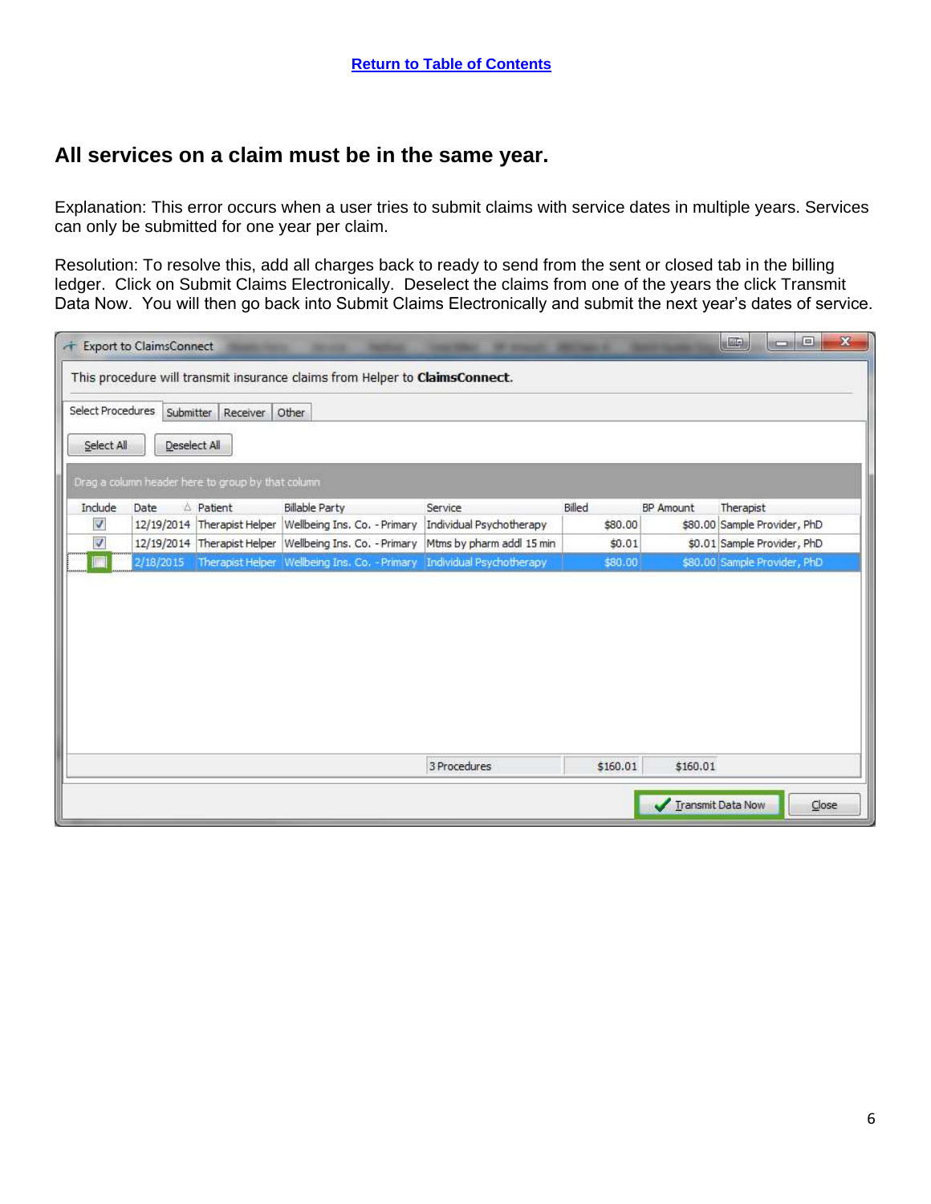[Return to Table of Contents](#)

## All services on a claim must be in the same year.

Explanation: This error occurs when a user tries to submit claims with service dates in multiple years. Services can only be submitted for one year per claim.

Resolution: To resolve this, add all charges back to ready to send from the sent or closed tab in the billing ledger. Click on Submit Claims Electronically. Deselect the claims from one of the years the click Transmit Data Now. You will then go back into Submit Claims Electronically and submit the next year's dates of service.

Export to ClaimsConnect

This procedure will transmit insurance claims from Helper to **ClaimsConnect**.

Select Procedures | Submitter | Receiver | Other

Select All | Deselect All

Drag a column header here to group by that column

| Include | Date | Patient | Billable Party | Service | Billed | BP Amount | Therapist |
|---|---|---|---|---|---|---|---|
| ☑ | 12/19/2014 | Therapist Helper | Wellbeing Ins. Co. - Primary | Individual Psychotherapy | $80.00 | $80.00 | Sample Provider, PhD |
| ☑ | 12/19/2014 | Therapist Helper | Wellbeing Ins. Co. - Primary | Mtms by pharm addl 15 min | $0.01 | $0.01 | Sample Provider, PhD |
| ☐ | 2/18/2015 | Therapist Helper | Wellbeing Ins. Co. - Primary | Individual Psychotherapy | $80.00 | $80.00 | Sample Provider, PhD |
| | | | | 3 Procedures | $160.01 | $160.01 | |

Transmit Data Now | Close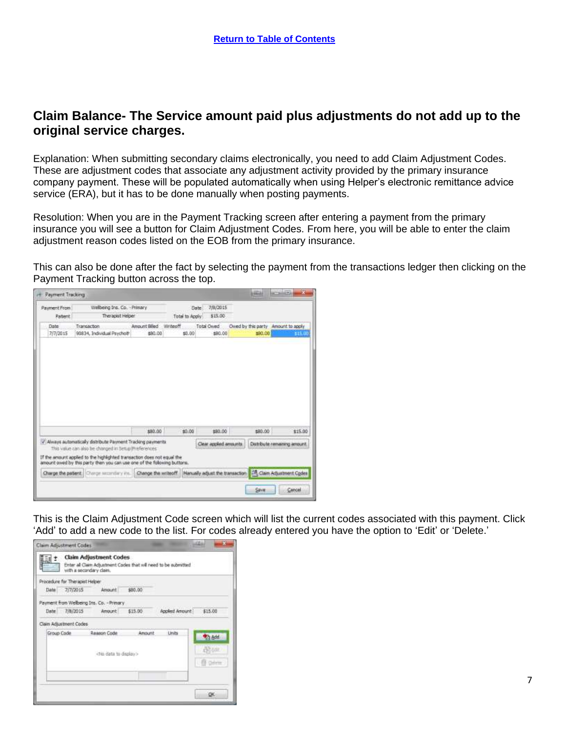[Return to Table of Contents]

## Claim Balance- The Service amount paid plus adjustments do not add up to the original service charges.

Explanation: When submitting secondary claims electronically, you need to add Claim Adjustment Codes. These are adjustment codes that associate any adjustment activity provided by the primary insurance company payment. These will be populated automatically when using Helper's electronic remittance advice service (ERA), but it has to be done manually when posting payments.

Resolution: When you are in the Payment Tracking screen after entering a payment from the primary insurance you will see a button for Claim Adjustment Codes. From here, you will be able to enter the claim adjustment reason codes listed on the EOB from the primary insurance.

This can also be done after the fact by selecting the payment from the transactions ledger then clicking on the Payment Tracking button across the top.

This is the Claim Adjustment Code screen which will list the current codes associated with this payment. Click 'Add' to add a new code to the list. For codes already entered you have the option to 'Edit' or 'Delete.'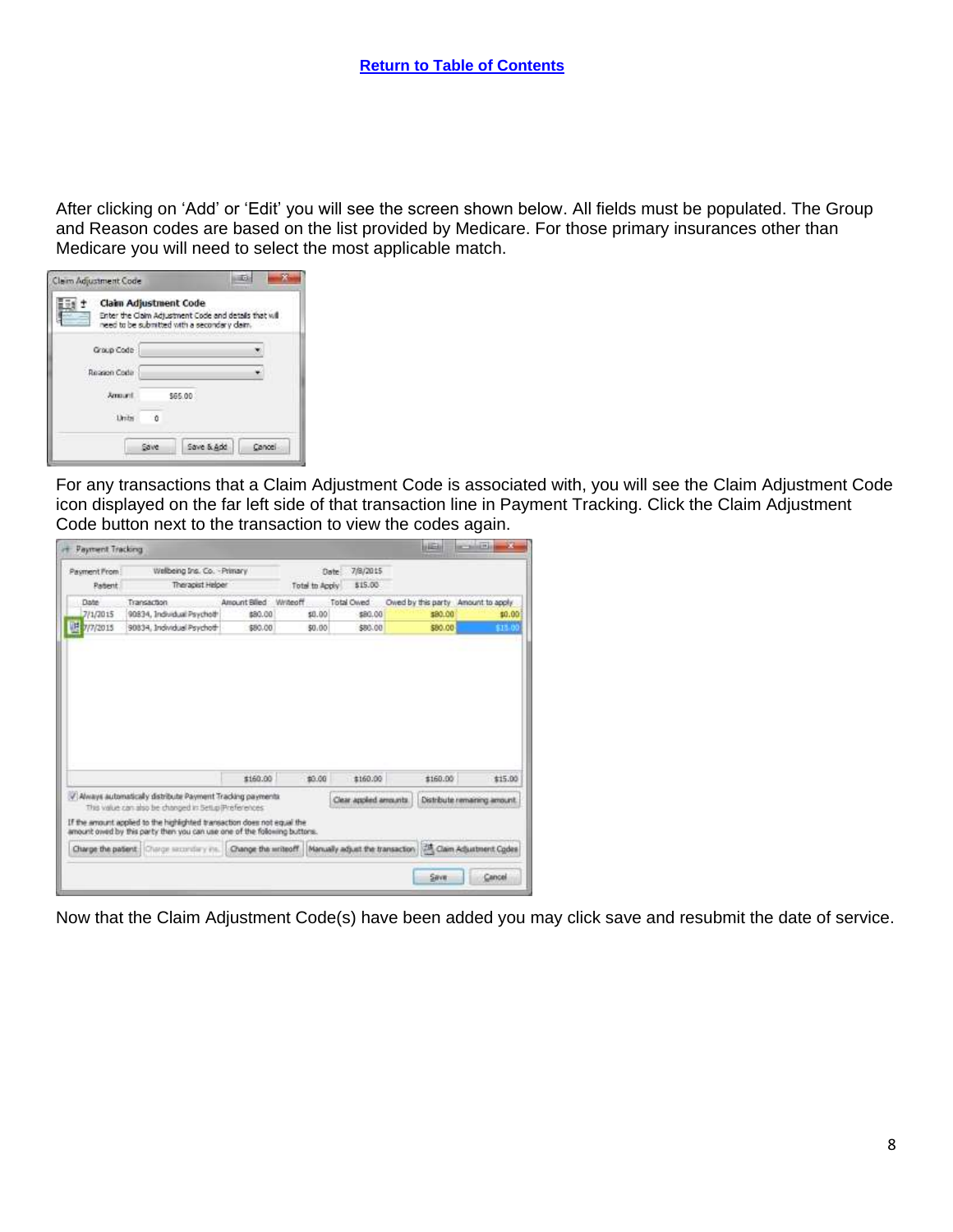[Return to Table of Contents](#)

After clicking on 'Add' or 'Edit' you will see the screen shown below. All fields must be populated. The Group and Reason codes are based on the list provided by Medicare. For those primary insurances other than Medicare you will need to select the most applicable match.

For any transactions that a Claim Adjustment Code is associated with, you will see the Claim Adjustment Code icon displayed on the far left side of that transaction line in Payment Tracking. Click the Claim Adjustment Code button next to the transaction to view the codes again.

Now that the Claim Adjustment Code(s) have been added you may click save and resubmit the date of service.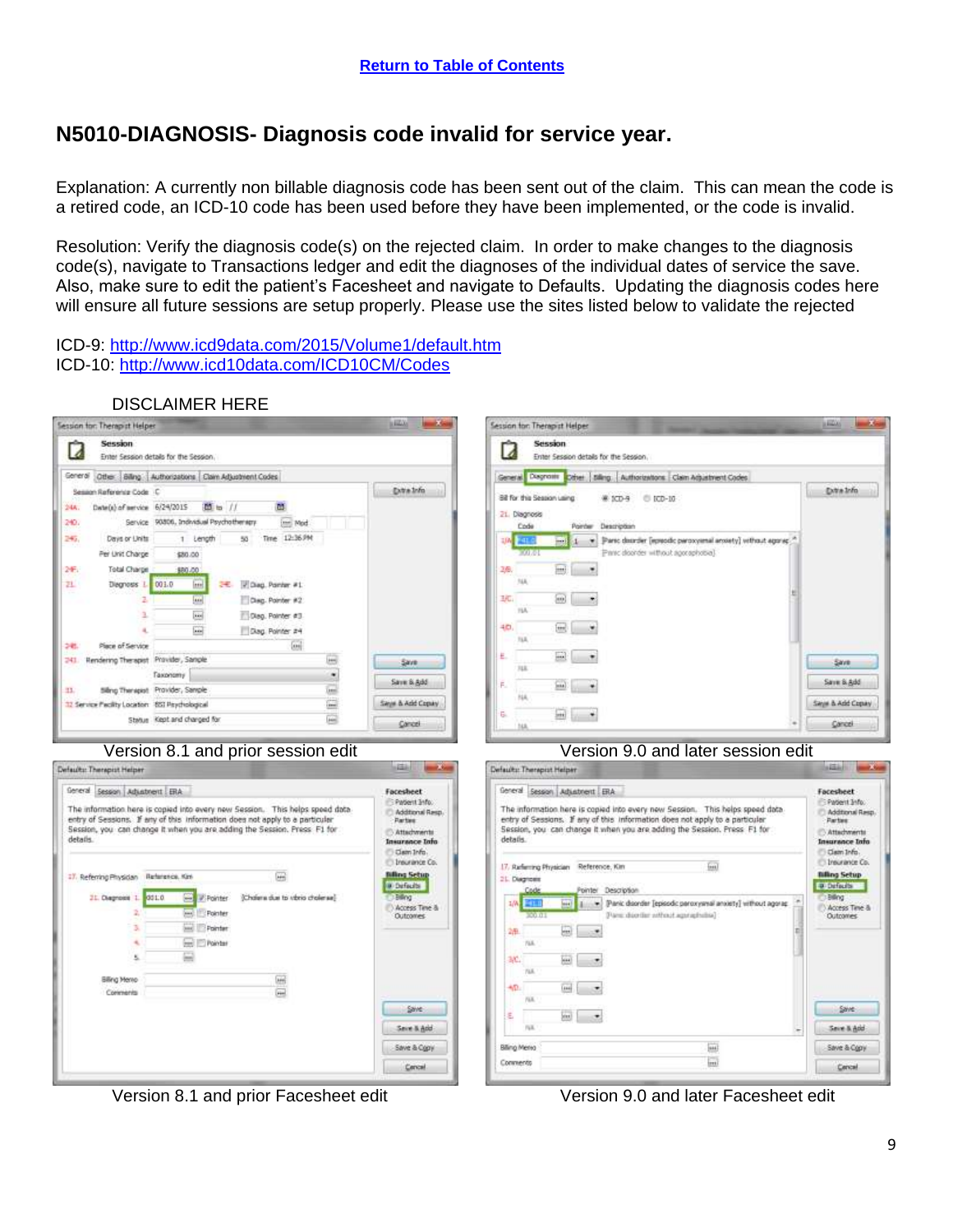[Return to Table of Contents](#)

## N5010-DIAGNOSIS- Diagnosis code invalid for service year.

Explanation: A currently non billable diagnosis code has been sent out of the claim. This can mean the code is a retired code, an ICD-10 code has been used before they have been implemented, or the code is invalid.

Resolution: Verify the diagnosis code(s) on the rejected claim. In order to make changes to the diagnosis code(s), navigate to Transactions ledger and edit the diagnoses of the individual dates of service the save. Also, make sure to edit the patient's Facesheet and navigate to Defaults. Updating the diagnosis codes here will ensure all future sessions are setup properly. Please use the sites listed below to validate the rejected

ICD-9: [http://www.icd9data.com/2015/Volume1/default.htm](http://www.icd9data.com/2015/Volume1/default.htm)
ICD-10: [http://www.icd10data.com/ICD10CM/Codes](http://www.icd10data.com/ICD10CM/Codes)

DISCLAIMER HERE

Version 8.1 and prior session edit

Version 9.0 and later session edit

Version 8.1 and prior Facesheet edit

Version 9.0 and later Facesheet edit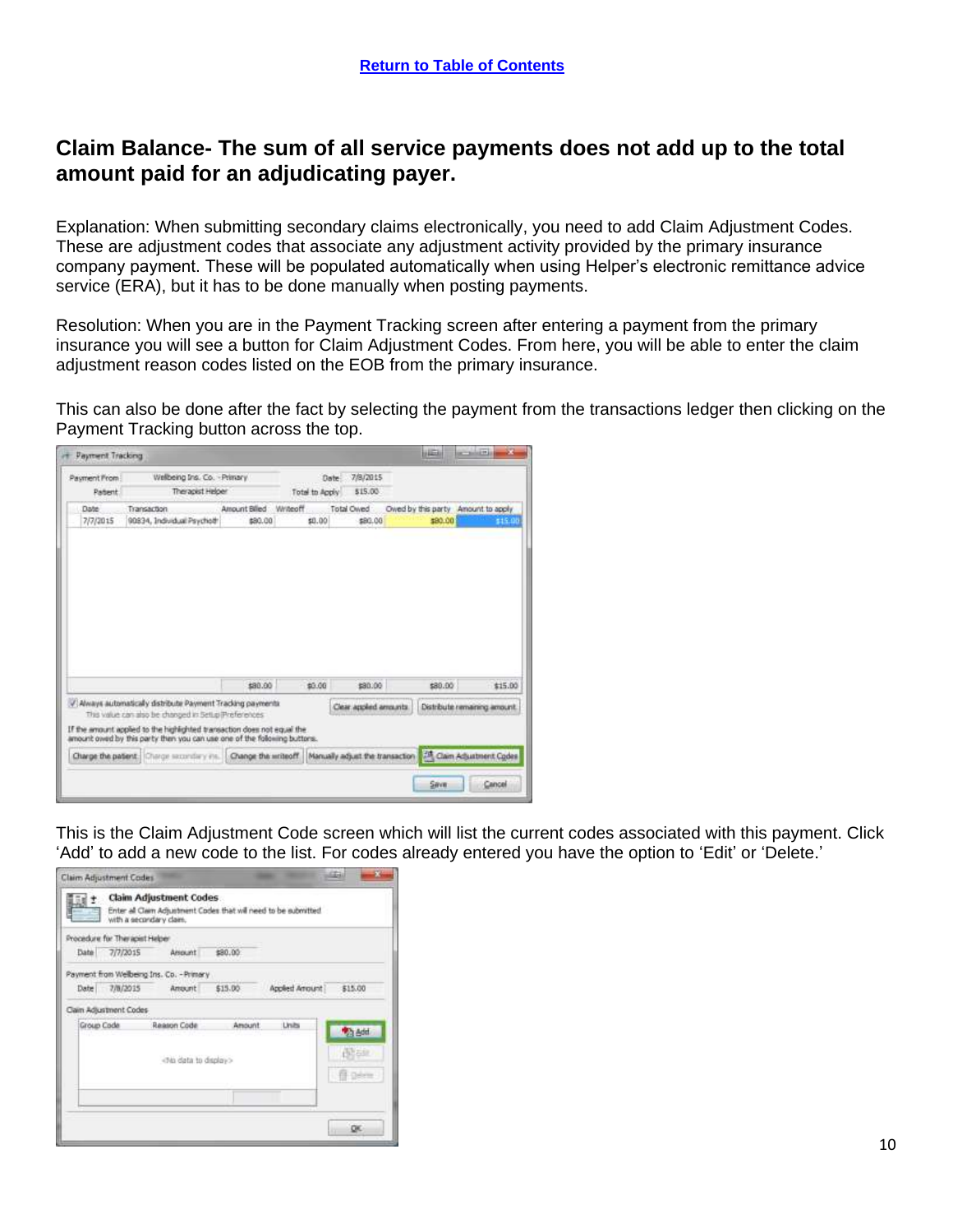[Return to Table of Contents]

## Claim Balance- The sum of all service payments does not add up to the total amount paid for an adjudicating payer.

Explanation: When submitting secondary claims electronically, you need to add Claim Adjustment Codes. These are adjustment codes that associate any adjustment activity provided by the primary insurance company payment. These will be populated automatically when using Helper's electronic remittance advice service (ERA), but it has to be done manually when posting payments.

Resolution: When you are in the Payment Tracking screen after entering a payment from the primary insurance you will see a button for Claim Adjustment Codes. From here, you will be able to enter the claim adjustment reason codes listed on the EOB from the primary insurance.

This can also be done after the fact by selecting the payment from the transactions ledger then clicking on the Payment Tracking button across the top.

This is the Claim Adjustment Code screen which will list the current codes associated with this payment. Click 'Add' to add a new code to the list. For codes already entered you have the option to 'Edit' or 'Delete.'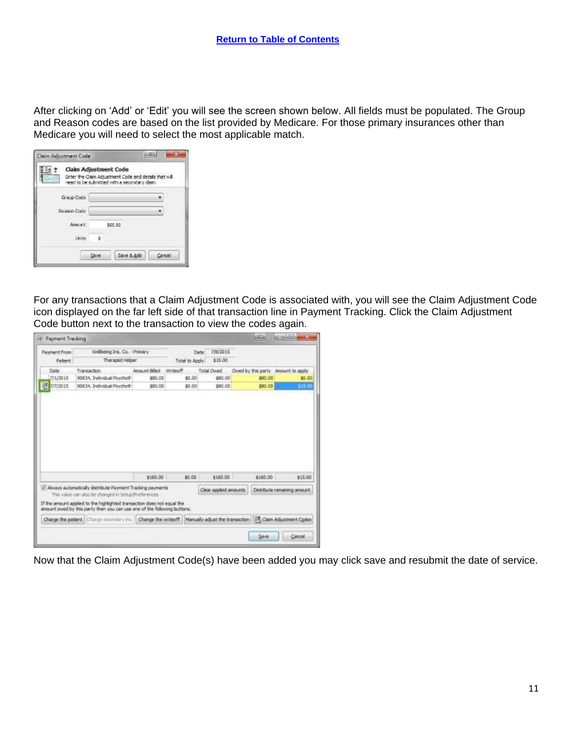[Return to Table of Contents]

After clicking on 'Add' or 'Edit' you will see the screen shown below. All fields must be populated. The Group and Reason codes are based on the list provided by Medicare. For those primary insurances other than Medicare you will need to select the most applicable match.

For any transactions that a Claim Adjustment Code is associated with, you will see the Claim Adjustment Code icon displayed on the far left side of that transaction line in Payment Tracking. Click the Claim Adjustment Code button next to the transaction to view the codes again.

Now that the Claim Adjustment Code(s) have been added you may click save and resubmit the date of service.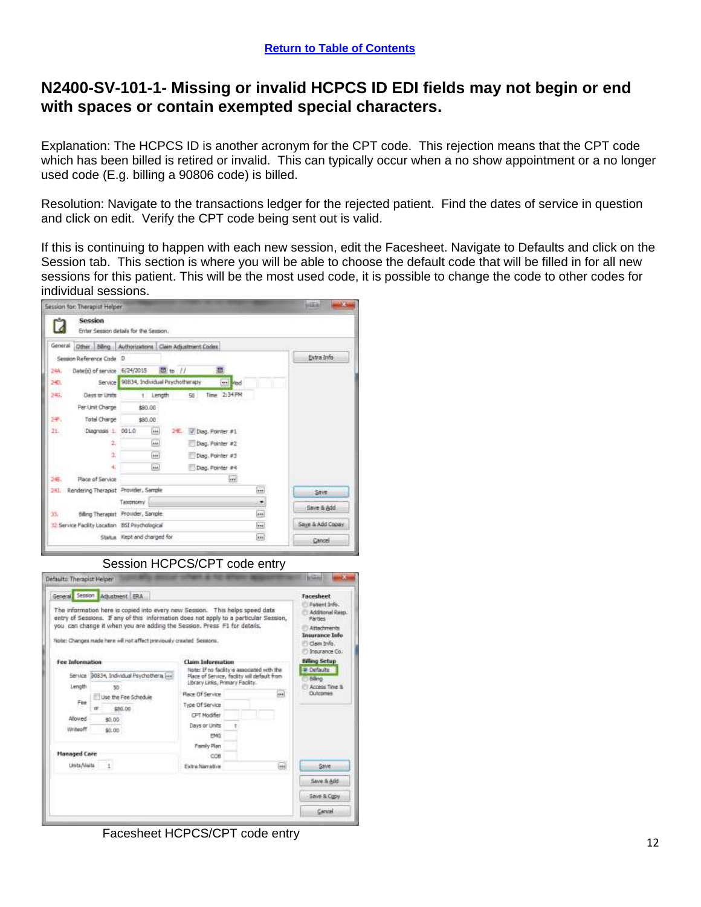[Return to Table of Contents](#)

## N2400-SV-101-1- Missing or invalid HCPCS ID EDI fields may not begin or end with spaces or contain exempted special characters.

Explanation: The HCPCS ID is another acronym for the CPT code. This rejection means that the CPT code which has been billed is retired or invalid. This can typically occur when a no show appointment or a no longer used code (E.g. billing a 90806 code) is billed.

Resolution: Navigate to the transactions ledger for the rejected patient. Find the dates of service in question and click on edit. Verify the CPT code being sent out is valid.

If this is continuing to happen with each new session, edit the Facesheet. Navigate to Defaults and click on the Session tab. This section is where you will be able to choose the default code that will be filled in for all new sessions for this patient. This will be the most used code, it is possible to change the code to other codes for individual sessions.

Session HCPCS/CPT code entry

Facesheet HCPCS/CPT code entry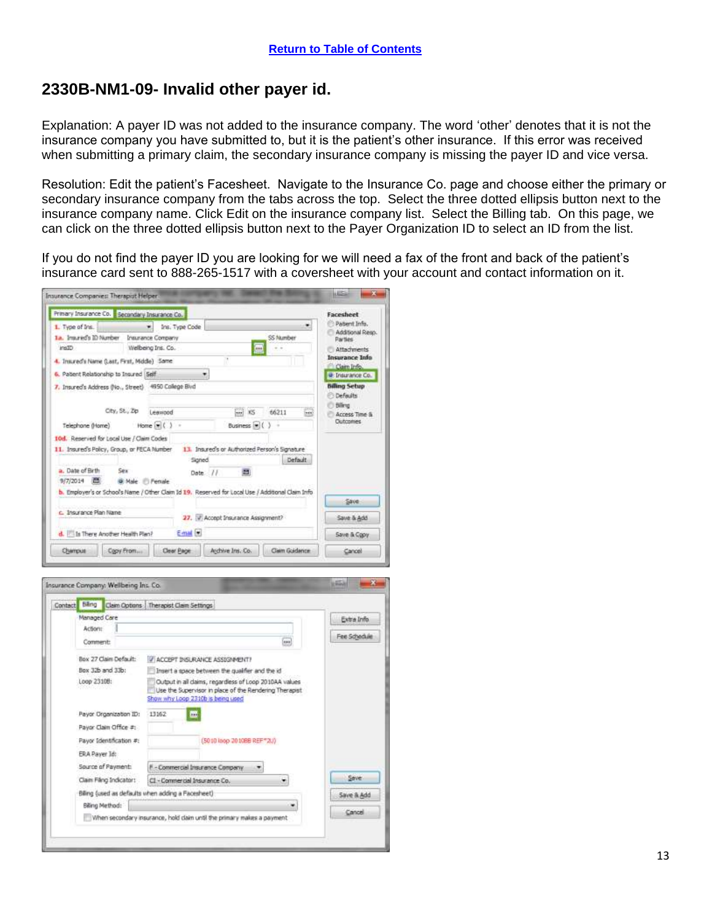[Return to Table of Contents]

## 2330B-NM1-09- Invalid other payer id.

Explanation: A payer ID was not added to the insurance company. The word 'other' denotes that it is not the insurance company you have submitted to, but it is the patient's other insurance. If this error was received when submitting a primary claim, the secondary insurance company is missing the payer ID and vice versa.

Resolution: Edit the patient's Facesheet. Navigate to the Insurance Co. page and choose either the primary or secondary insurance company from the tabs across the top. Select the three dotted ellipsis button next to the insurance company name. Click Edit on the insurance company list. Select the Billing tab. On this page, we can click on the three dotted ellipsis button next to the Payer Organization ID to select an ID from the list.

If you do not find the payer ID you are looking for we will need a fax of the front and back of the patient's insurance card sent to 888-265-1517 with a coversheet with your account and contact information on it.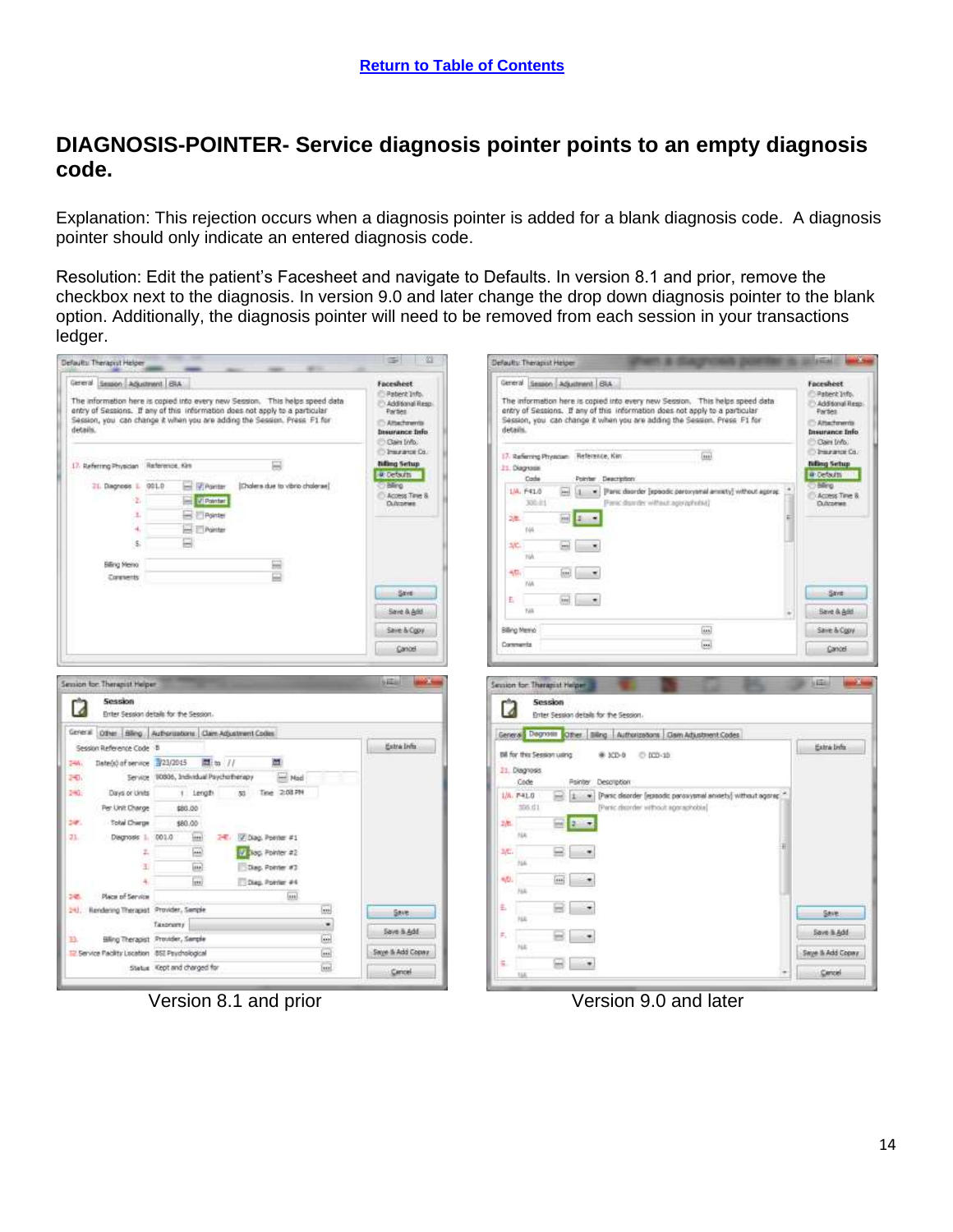[Return to Table of Contents](#)

## DIAGNOSIS-POINTER- Service diagnosis pointer points to an empty diagnosis code.

Explanation: This rejection occurs when a diagnosis pointer is added for a blank diagnosis code. A diagnosis pointer should only indicate an entered diagnosis code.

Resolution: Edit the patient's Facesheet and navigate to Defaults. In version 8.1 and prior, remove the checkbox next to the diagnosis. In version 9.0 and later change the drop down diagnosis pointer to the blank option. Additionally, the diagnosis pointer will need to be removed from each session in your transactions ledger.

Version 8.1 and prior

Version 9.0 and later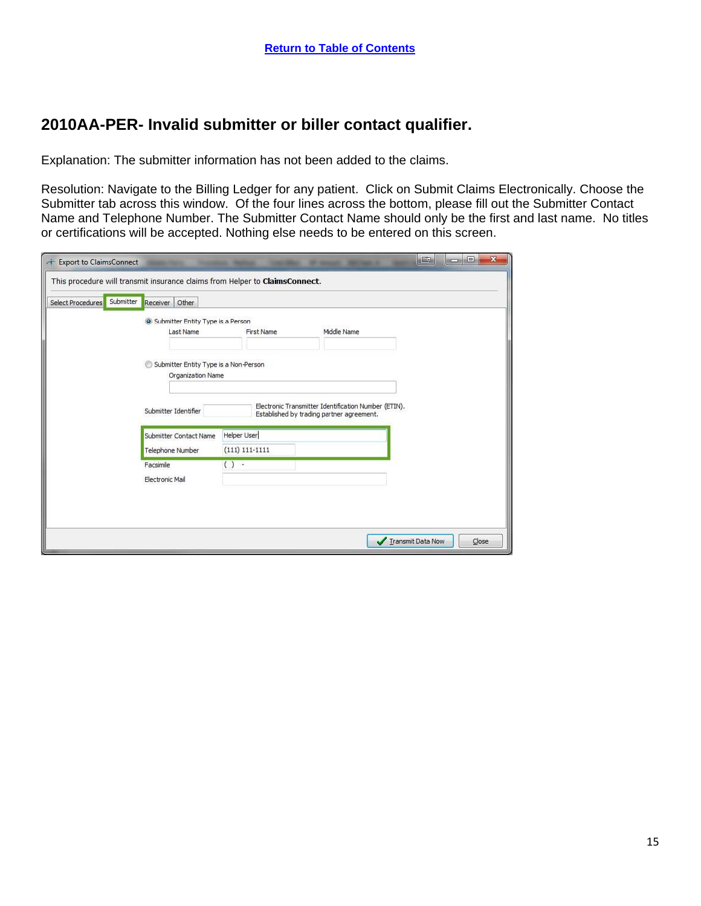[Return to Table of Contents](#)

## 2010AA-PER- Invalid submitter or biller contact qualifier.

Explanation: The submitter information has not been added to the claims.

Resolution: Navigate to the Billing Ledger for any patient. Click on Submit Claims Electronically. Choose the Submitter tab across this window. Of the four lines across the bottom, please fill out the Submitter Contact Name and Telephone Number. The Submitter Contact Name should only be the first and last name. No titles or certifications will be accepted. Nothing else needs to be entered on this screen.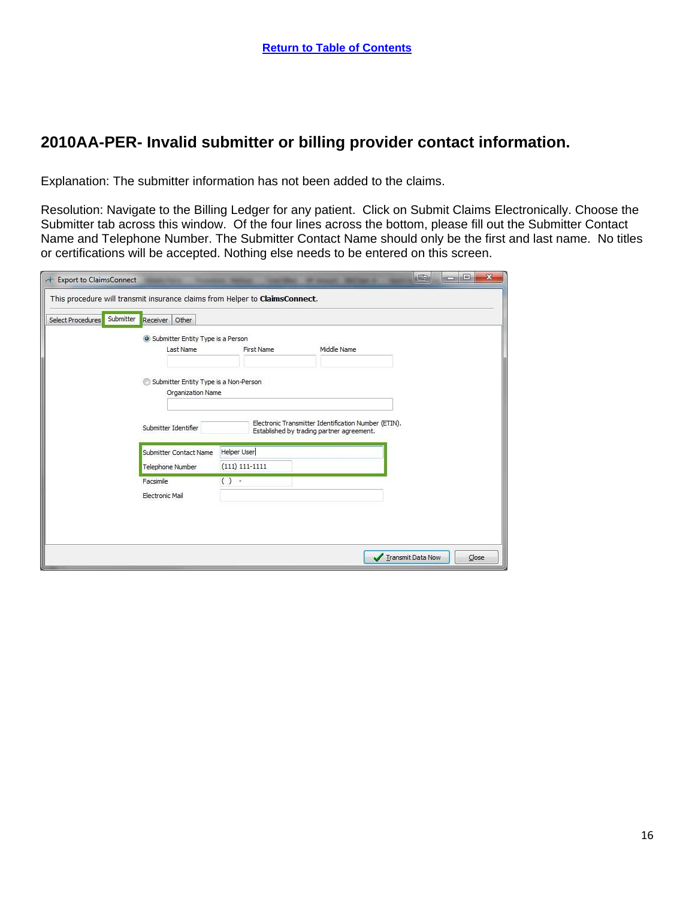[Return to Table of Contents](#)

## 2010AA-PER- Invalid submitter or billing provider contact information.

Explanation: The submitter information has not been added to the claims.

Resolution: Navigate to the Billing Ledger for any patient. Click on Submit Claims Electronically. Choose the Submitter tab across this window. Of the four lines across the bottom, please fill out the Submitter Contact Name and Telephone Number. The Submitter Contact Name should only be the first and last name. No titles or certifications will be accepted. Nothing else needs to be entered on this screen.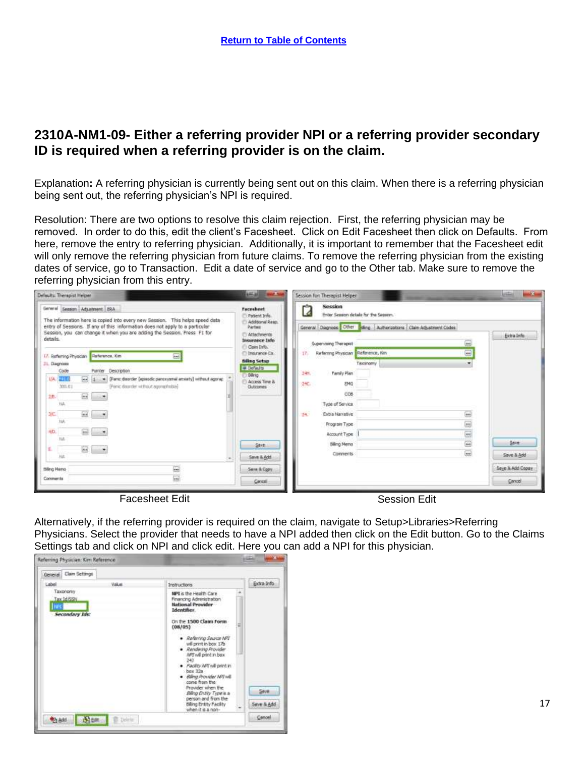Return to Table of Contents

## 2310A-NM1-09- Either a referring provider NPI or a referring provider secondary ID is required when a referring provider is on the claim.

Explanation**:** A referring physician is currently being sent out on this claim. When there is a referring physician being sent out, the referring physician's NPI is required.

Resolution: There are two options to resolve this claim rejection. First, the referring physician may be removed. In order to do this, edit the client's Facesheet. Click on Edit Facesheet then click on Defaults. From here, remove the entry to referring physician. Additionally, it is important to remember that the Facesheet edit will only remove the referring physician from future claims. To remove the referring physician from the existing dates of service, go to Transaction. Edit a date of service and go to the Other tab. Make sure to remove the referring physician from this entry.

Facesheet Edit

Session Edit

Alternatively, if the referring provider is required on the claim, navigate to Setup>Libraries>Referring Physicians. Select the provider that needs to have a NPI added then click on the Edit button. Go to the Claims Settings tab and click on NPI and click edit. Here you can add a NPI for this physician.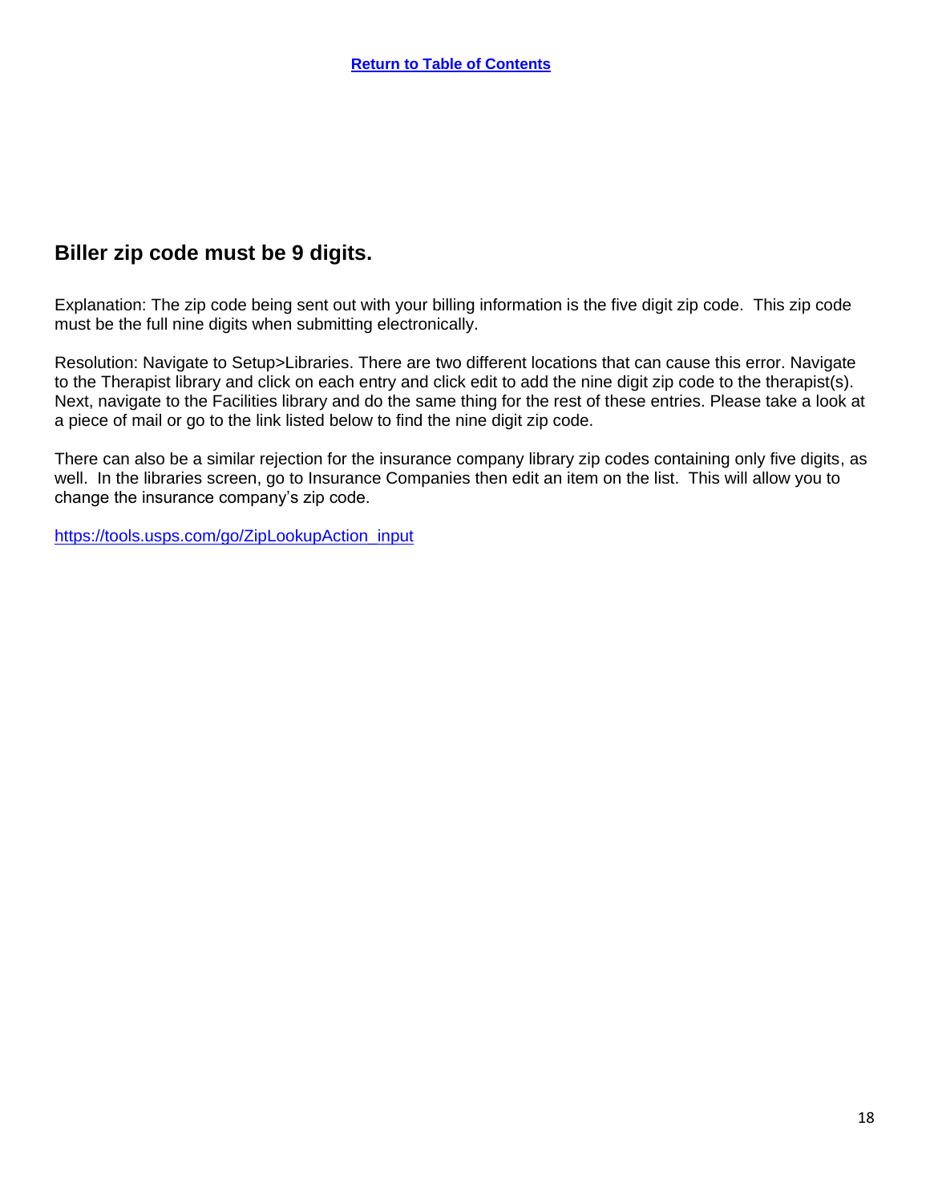[Return to Table of Contents](#)

## Biller zip code must be 9 digits.

Explanation: The zip code being sent out with your billing information is the five digit zip code.  This zip code must be the full nine digits when submitting electronically.

Resolution: Navigate to Setup>Libraries. There are two different locations that can cause this error. Navigate to the Therapist library and click on each entry and click edit to add the nine digit zip code to the therapist(s). Next, navigate to the Facilities library and do the same thing for the rest of these entries. Please take a look at a piece of mail or go to the link listed below to find the nine digit zip code.

There can also be a similar rejection for the insurance company library zip codes containing only five digits, as well.  In the libraries screen, go to Insurance Companies then edit an item on the list.  This will allow you to change the insurance company's zip code.

https://tools.usps.com/go/ZipLookupAction_input